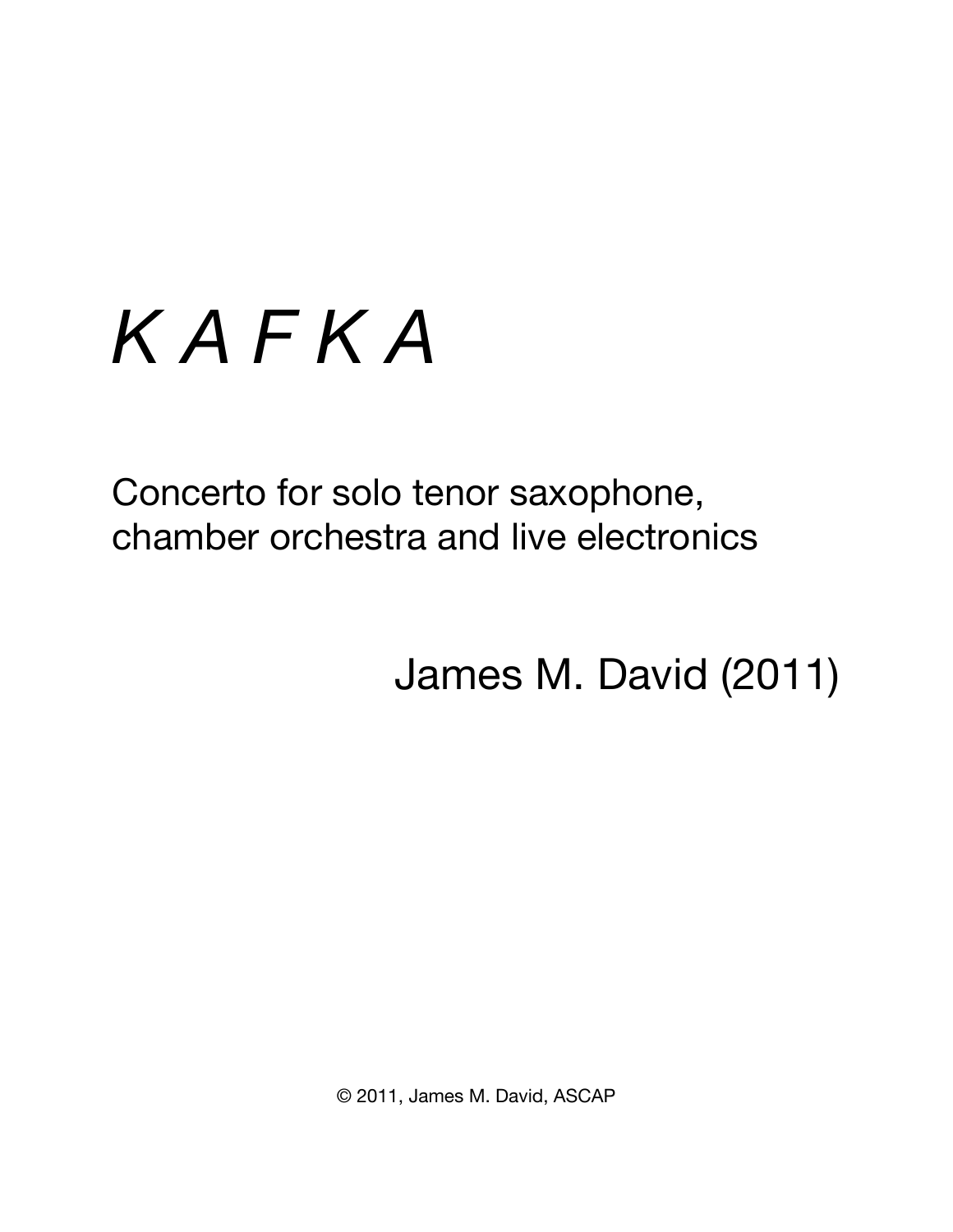# *K A F K A*

Concerto for solo tenor saxophone,
chamber orchestra and live electronics

James M. David (2011)

© 2011, James M. David, ASCAP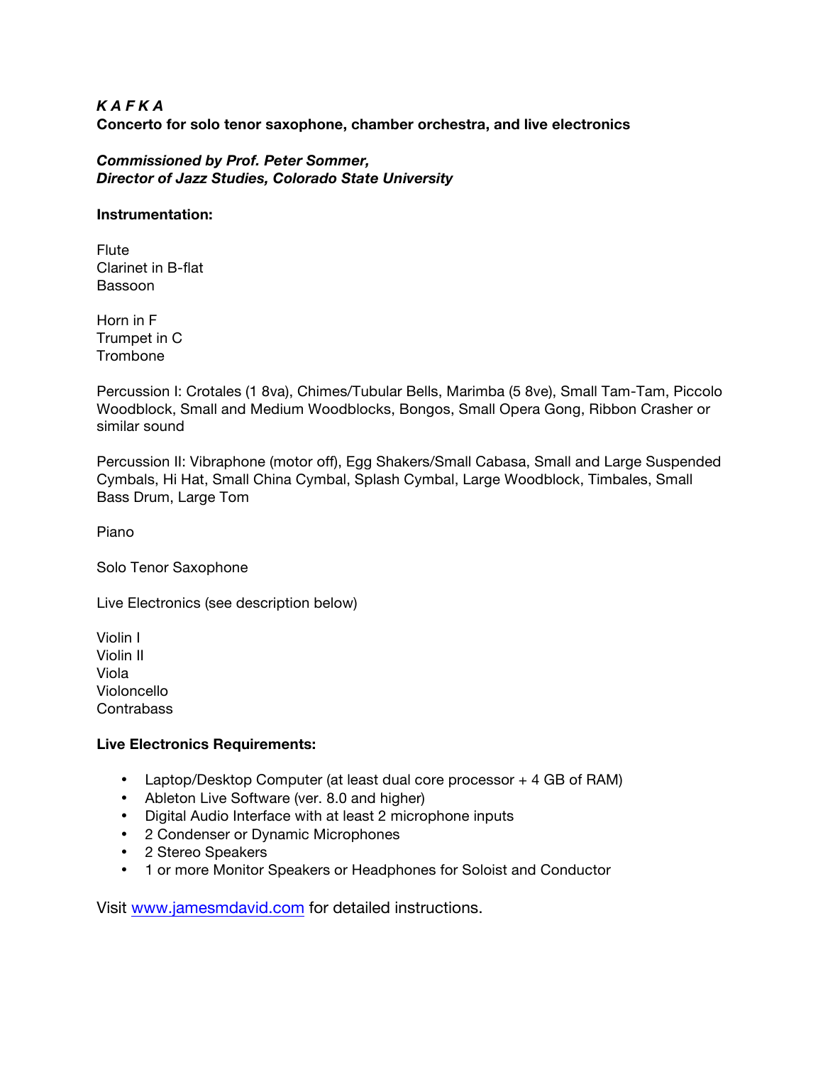***K A F K A***
**Concerto for solo tenor saxophone, chamber orchestra, and live electronics**

***Commissioned by Prof. Peter Sommer,***
***Director of Jazz Studies, Colorado State University***

**Instrumentation:**

Flute
Clarinet in B-flat
Bassoon

Horn in F
Trumpet in C
Trombone

Percussion I: Crotales (1 8va), Chimes/Tubular Bells, Marimba (5 8ve), Small Tam-Tam, Piccolo Woodblock, Small and Medium Woodblocks, Bongos, Small Opera Gong, Ribbon Crasher or similar sound

Percussion II: Vibraphone (motor off), Egg Shakers/Small Cabasa, Small and Large Suspended Cymbals, Hi Hat, Small China Cymbal, Splash Cymbal, Large Woodblock, Timbales, Small Bass Drum, Large Tom

Piano

Solo Tenor Saxophone

Live Electronics (see description below)

Violin I
Violin II
Viola
Violoncello
Contrabass

**Live Electronics Requirements:**

- Laptop/Desktop Computer (at least dual core processor + 4 GB of RAM)
- Ableton Live Software (ver. 8.0 and higher)
- Digital Audio Interface with at least 2 microphone inputs
- 2 Condenser or Dynamic Microphones
- 2 Stereo Speakers
- 1 or more Monitor Speakers or Headphones for Soloist and Conductor

Visit www.jamesmdavid.com for detailed instructions.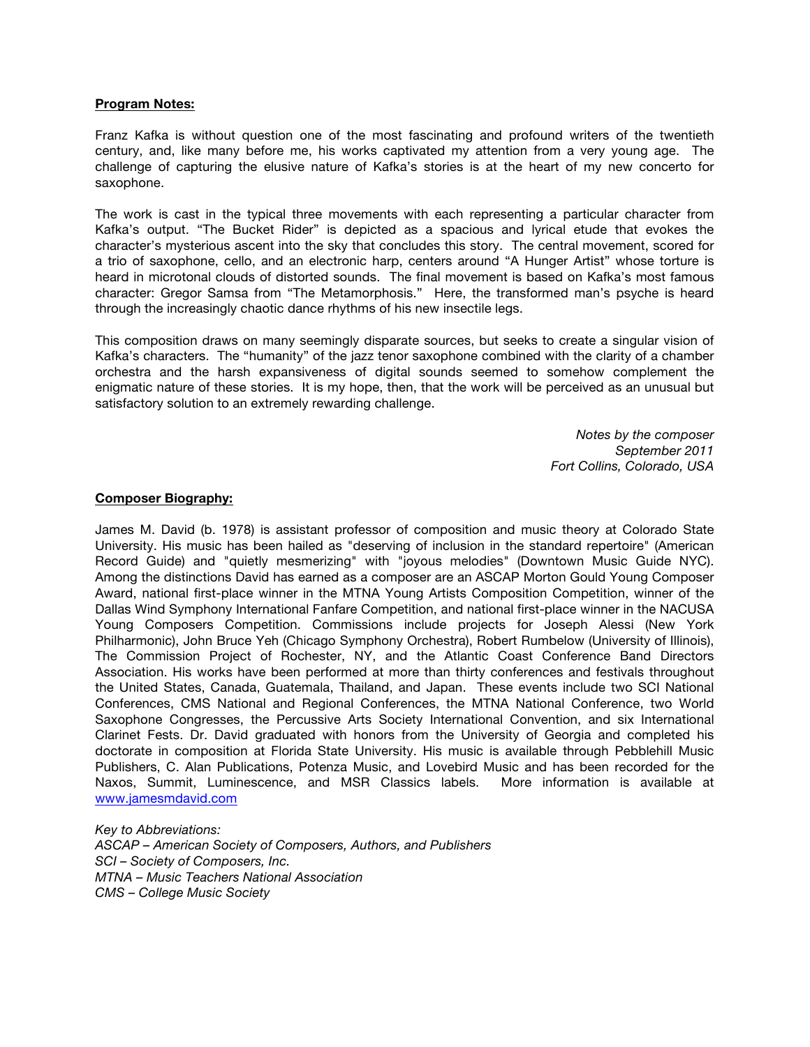**Program Notes:**

Franz Kafka is without question one of the most fascinating and profound writers of the twentieth century, and, like many before me, his works captivated my attention from a very young age. The challenge of capturing the elusive nature of Kafka's stories is at the heart of my new concerto for saxophone.

The work is cast in the typical three movements with each representing a particular character from Kafka's output. "The Bucket Rider" is depicted as a spacious and lyrical etude that evokes the character's mysterious ascent into the sky that concludes this story. The central movement, scored for a trio of saxophone, cello, and an electronic harp, centers around "A Hunger Artist" whose torture is heard in microtonal clouds of distorted sounds. The final movement is based on Kafka's most famous character: Gregor Samsa from "The Metamorphosis." Here, the transformed man's psyche is heard through the increasingly chaotic dance rhythms of his new insectile legs.

This composition draws on many seemingly disparate sources, but seeks to create a singular vision of Kafka's characters. The "humanity" of the jazz tenor saxophone combined with the clarity of a chamber orchestra and the harsh expansiveness of digital sounds seemed to somehow complement the enigmatic nature of these stories. It is my hope, then, that the work will be perceived as an unusual but satisfactory solution to an extremely rewarding challenge.

*Notes by the composer*
*September 2011*
*Fort Collins, Colorado, USA*

**Composer Biography:**

James M. David (b. 1978) is assistant professor of composition and music theory at Colorado State University. His music has been hailed as "deserving of inclusion in the standard repertoire" (American Record Guide) and "quietly mesmerizing" with "joyous melodies" (Downtown Music Guide NYC). Among the distinctions David has earned as a composer are an ASCAP Morton Gould Young Composer Award, national first-place winner in the MTNA Young Artists Composition Competition, winner of the Dallas Wind Symphony International Fanfare Competition, and national first-place winner in the NACUSA Young Composers Competition. Commissions include projects for Joseph Alessi (New York Philharmonic), John Bruce Yeh (Chicago Symphony Orchestra), Robert Rumbelow (University of Illinois), The Commission Project of Rochester, NY, and the Atlantic Coast Conference Band Directors Association. His works have been performed at more than thirty conferences and festivals throughout the United States, Canada, Guatemala, Thailand, and Japan. These events include two SCI National Conferences, CMS National and Regional Conferences, the MTNA National Conference, two World Saxophone Congresses, the Percussive Arts Society International Convention, and six International Clarinet Fests. Dr. David graduated with honors from the University of Georgia and completed his doctorate in composition at Florida State University. His music is available through Pebblehill Music Publishers, C. Alan Publications, Potenza Music, and Lovebird Music and has been recorded for the Naxos, Summit, Luminescence, and MSR Classics labels. More information is available at www.jamesmdavid.com

*Key to Abbreviations:*
*ASCAP – American Society of Composers, Authors, and Publishers*
*SCI – Society of Composers, Inc.*
*MTNA – Music Teachers National Association*
*CMS – College Music Society*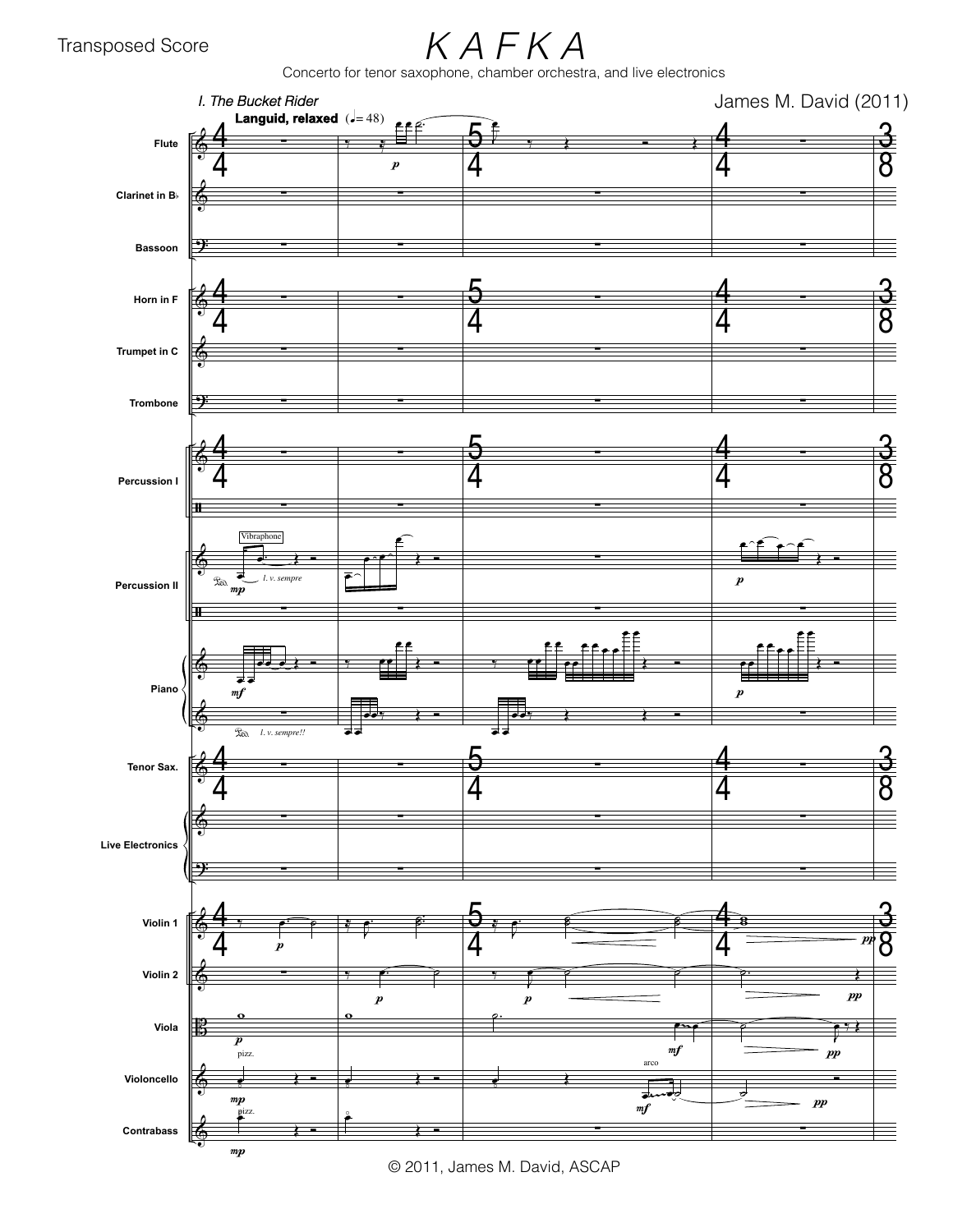Transposed Score

# K A F K A

Concerto for tenor saxophone, chamber orchestra, and live electronics

James M. David (2011)

## I. The Bucket Rider

**Languid, relaxed** (♩= 48)

Flute, Clarinet in B♭, Bassoon, Horn in F, Trumpet in C, Trombone, Percussion I, Percussion II, Piano, Tenor Sax., Live Electronics, Violin 1, Violin 2, Viola, Violoncello, Contrabass

Vibraphone — *l. v. sempre*

Piano — *l. v. sempre!!*

pizz. — arco

© 2011, James M. David, ASCAP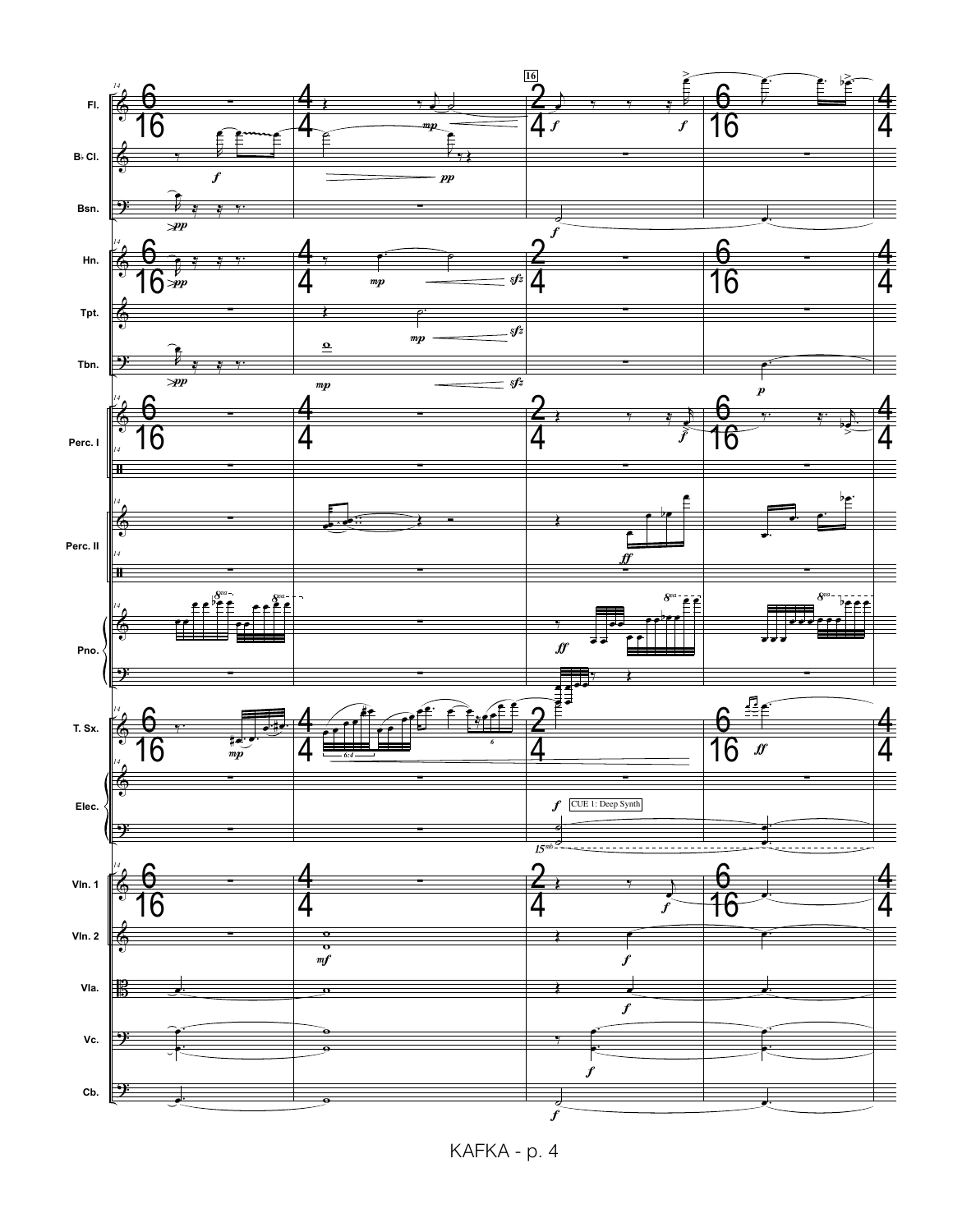Fl.

B♭ Cl.

Bsn.

Hn.

Tpt.

Tbn.

Perc. I

Perc. II

Pno.

T. Sx.

Elec.

CUE 1: Deep Synth

Vln. 1

Vln. 2

Vla.

Vc.

Cb.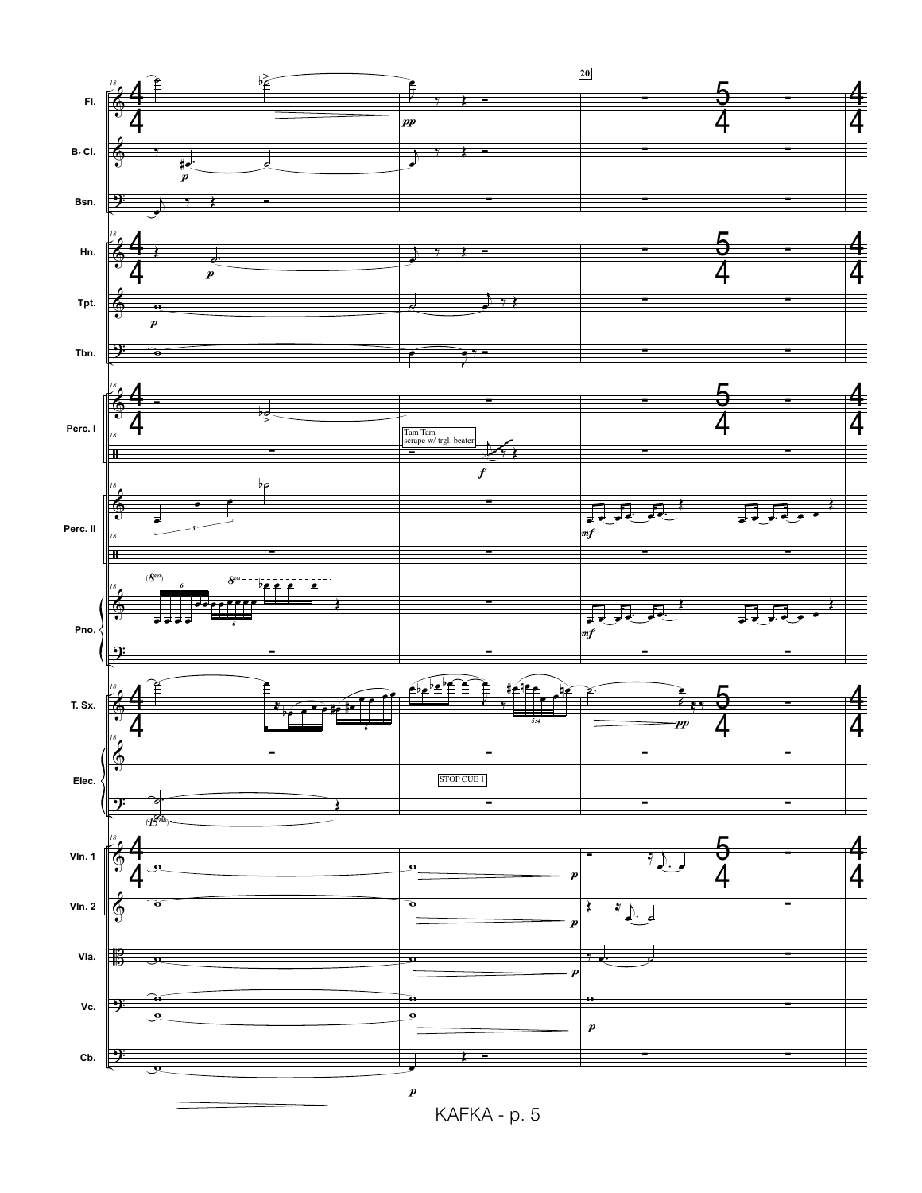Fl.

B♭ Cl.

Bsn.

Hn.

Tpt.

Tbn.

Perc. I

Tam Tam
scrape w/ trgl. beater

Perc. II

Pno.

T. Sx.

Elec.

STOP CUE 1

Vln. 1

Vln. 2

Vla.

Vc.

Cb.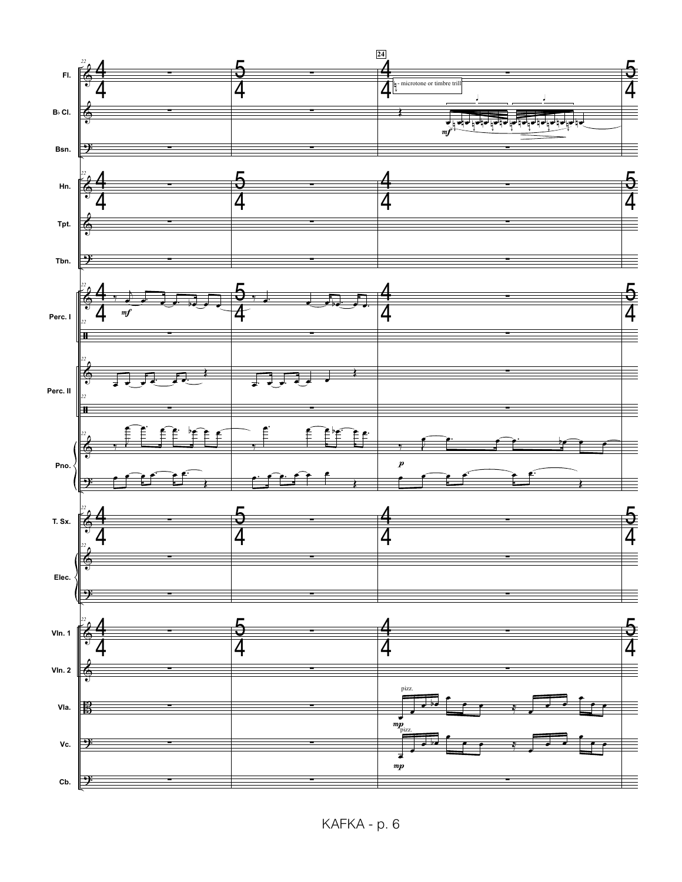24

Fl.

B♭ Cl.

Bsn.

Hn.

Tpt.

Tbn.

Perc. I

Perc. II

Pno.

T. Sx.

Elec.

Vln. 1

Vln. 2

Vla.

Vc.

Cb.

- microtone or timbre trill

*mf*

*p*

pizz.

*mp*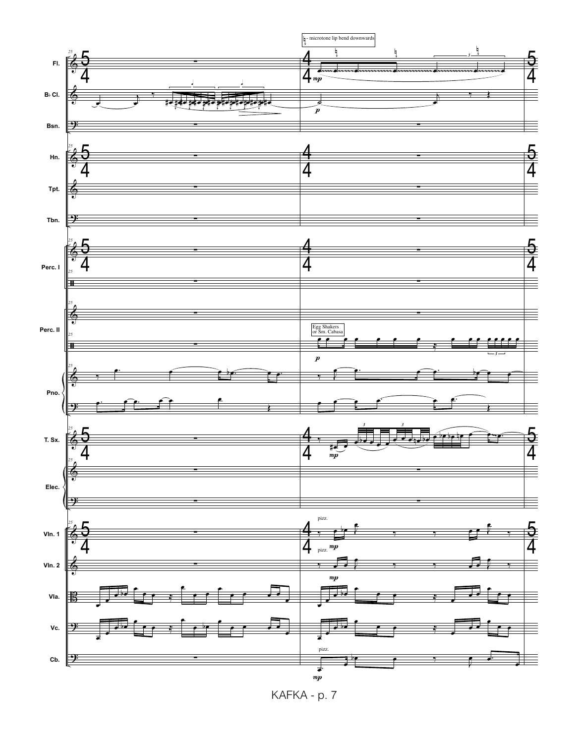♮ - microtone lip bend downwards

Fl.

B♭ Cl.

Bsn.

Hn.

Tpt.

Tbn.

Perc. I

Perc. II

Egg Shakers or Sm. Cabasa

Pno.

T. Sx.

Elec.

Vln. 1

pizz.

Vln. 2

pizz.

Vla.

Vc.

Cb.

pizz.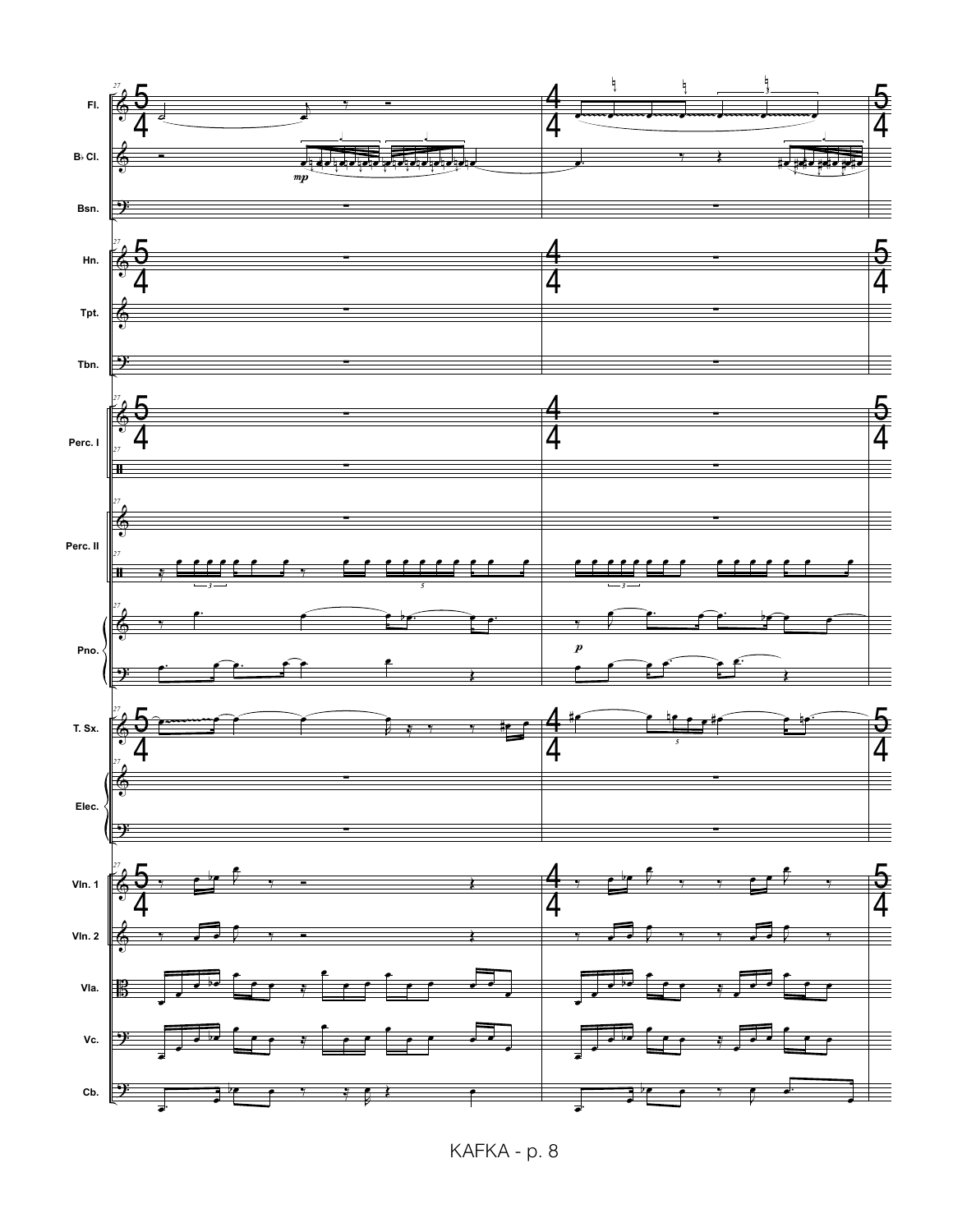Fl.

B♭ Cl.

Bsn.

Hn.

Tpt.

Tbn.

Perc. I

Perc. II

Pno.

T. Sx.

Elec.

Vln. 1

Vln. 2

Vla.

Vc.

Cb.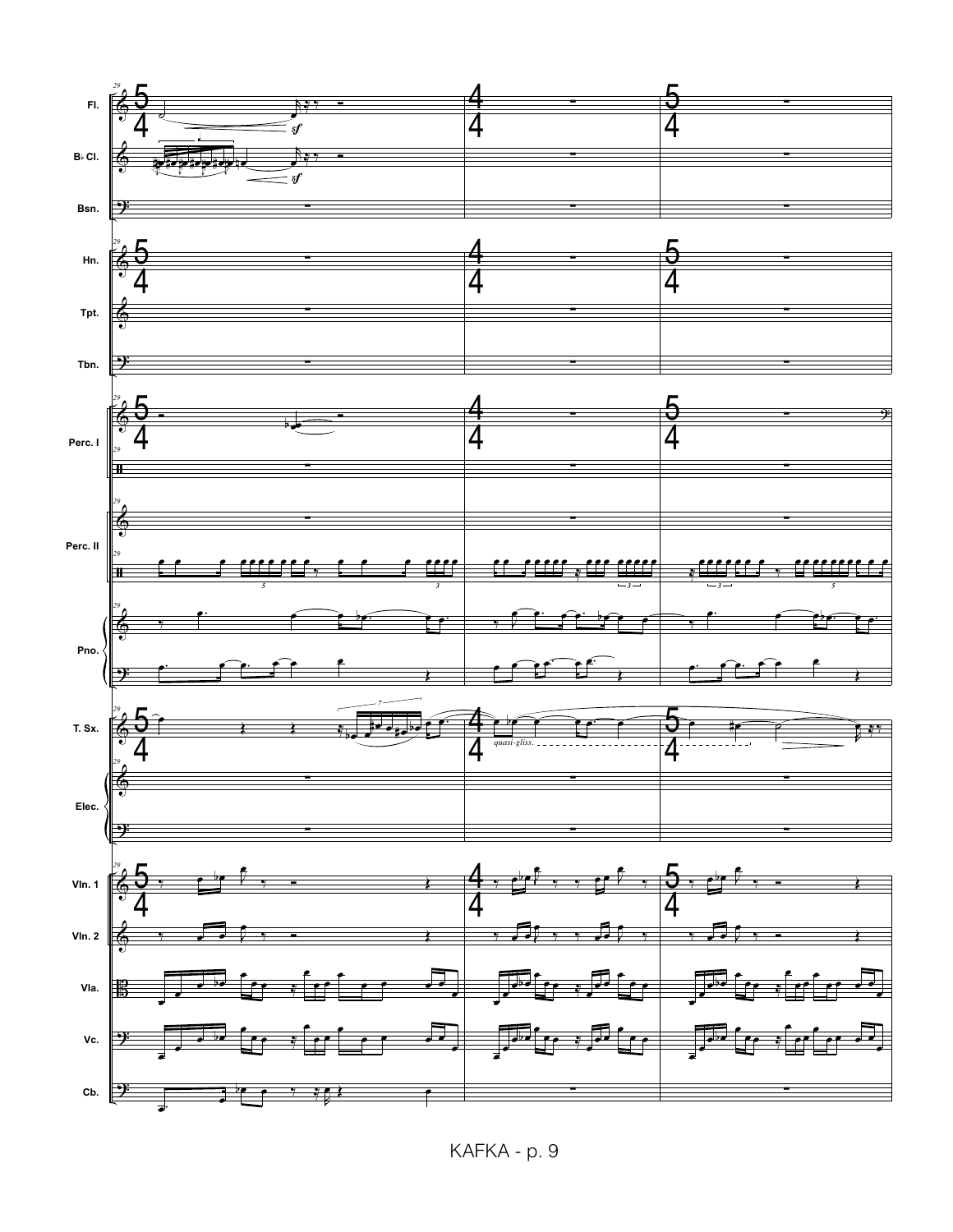Fl.

B♭ Cl.

Bsn.

Hn.

Tpt.

Tbn.

Perc. I

Perc. II

Pno.

T. Sx.

*quasi-gliss.*

Elec.

Vln. 1

Vln. 2

Vla.

Vc.

Cb.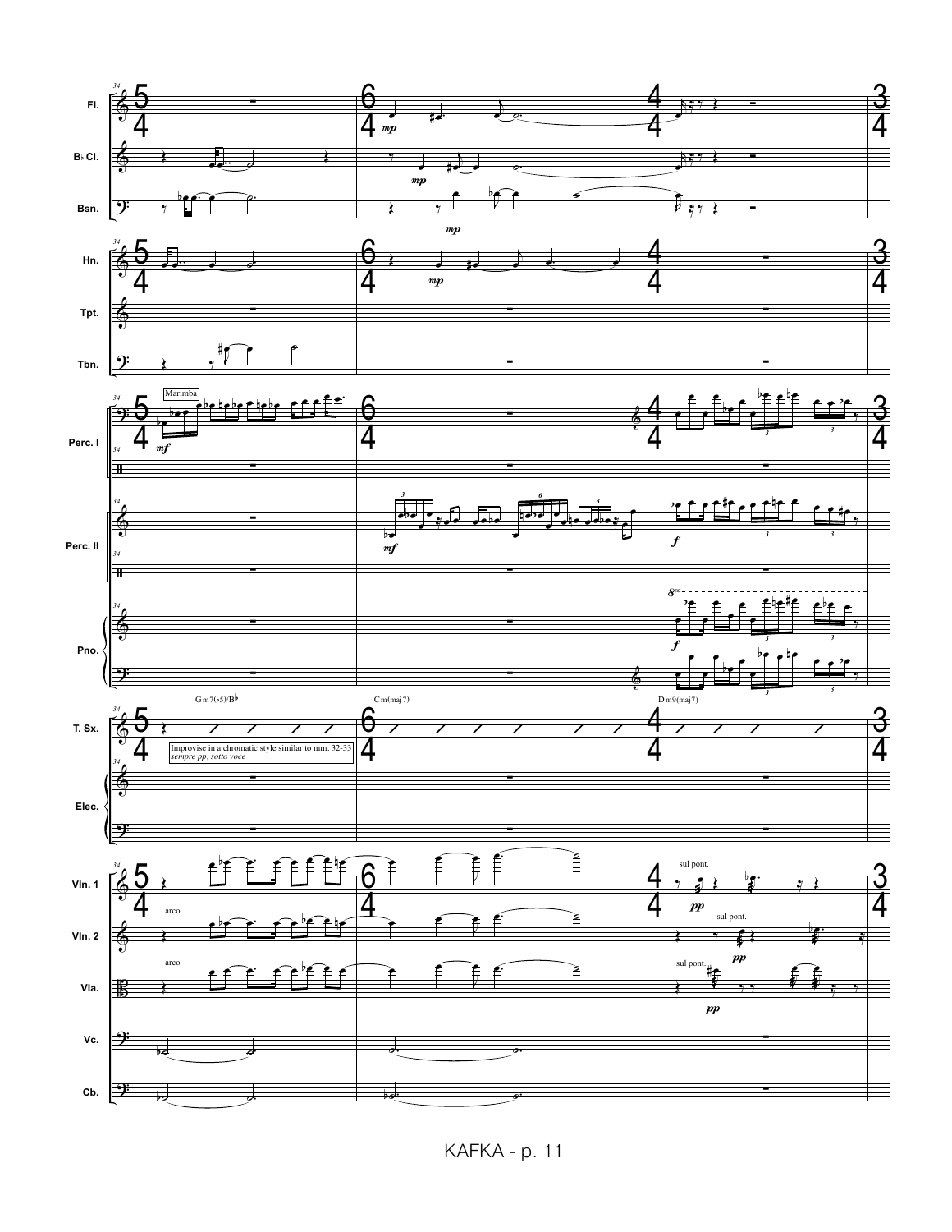Fl.
B♭ Cl.
Bsn.
Hn.
Tpt.
Tbn.
Perc. I
Marimba
Perc. II
Pno.
T. Sx.
Gm7(♭5)/B♭
Cm(maj7)
Dm9(maj7)
Improvise in a chromatic style similar to mm. 32-33
*sempre pp, sotto voce*
Elec.
Vln. 1
Vln. 2
Vla.
Vc.
Cb.
arco
sul pont.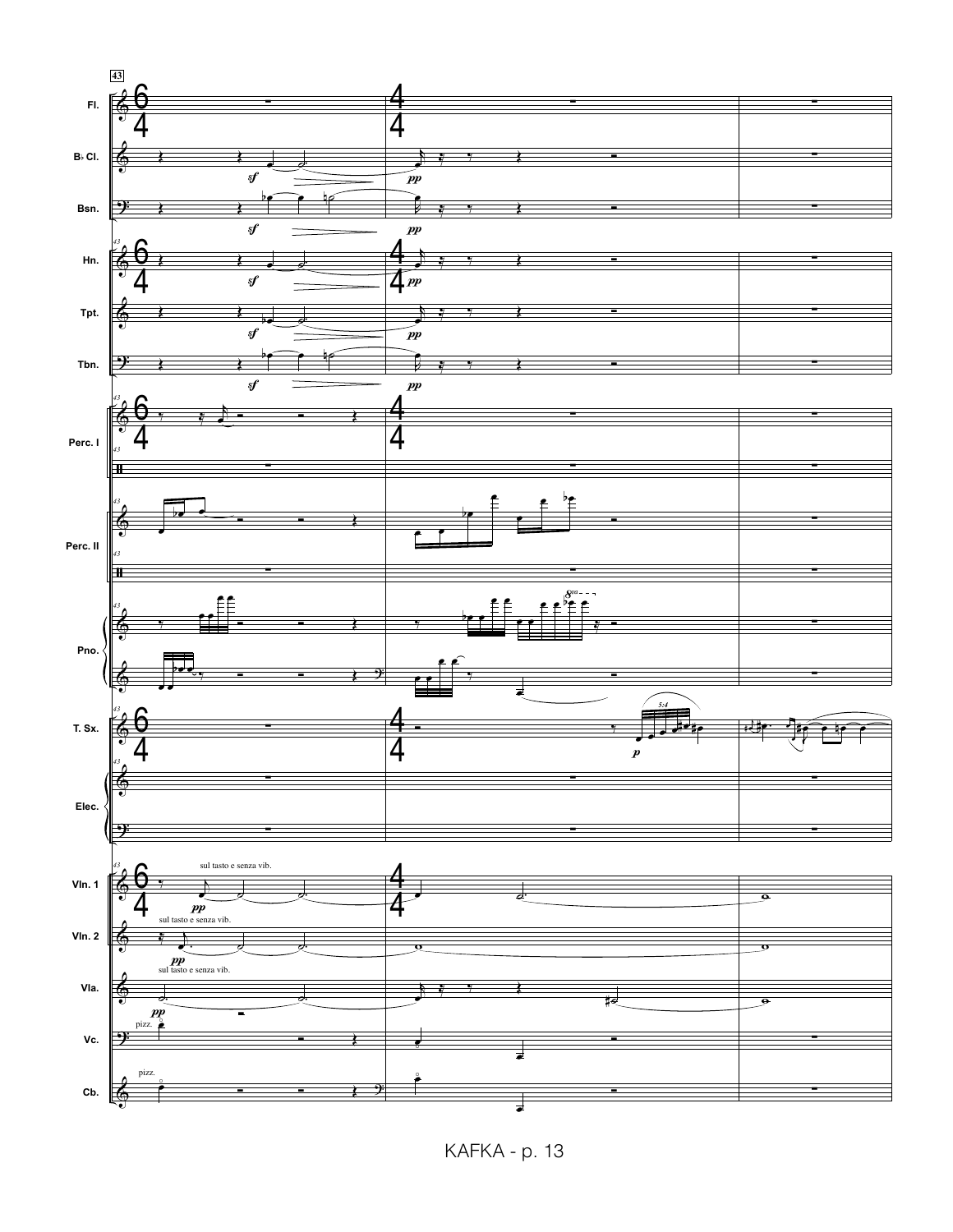43

Fl.

B♭ Cl.

Bsn.

Hn.

Tpt.

Tbn.

Perc. I

Perc. II

Pno.

T. Sx.

Elec.

Vln. 1

Vln. 2

Vla.

Vc.

Cb.

*sf*

*pp*

*p*

5:4

sul tasto e senza vib.

pizz.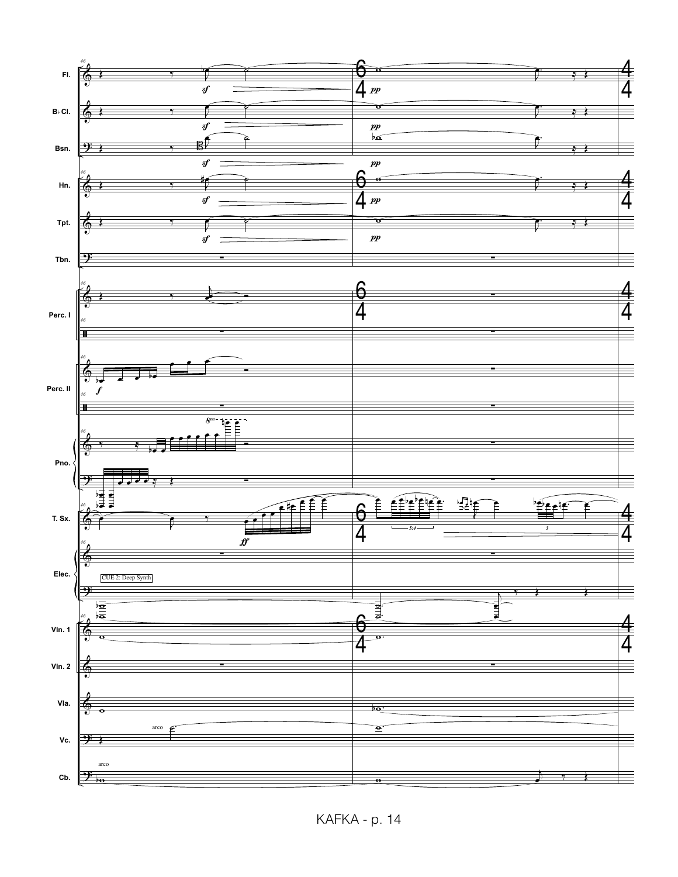Fl.

B♭ Cl.

Bsn.

Hn.

Tpt.

Tbn.

Perc. I

Perc. II

Pno.

T. Sx.

Elec.

CUE 2: Deep Synth

Vln. 1

Vln. 2

Vla.

Vc.

arco

Cb.

arco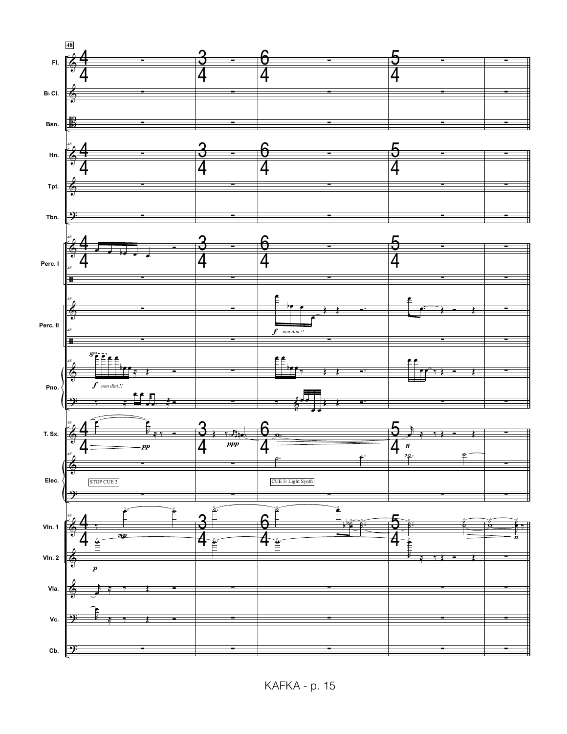48

Fl.

B♭ Cl.

Bsn.

Hn.

Tpt.

Tbn.

Perc. I

Perc. II

*f* *non dim.!!*

Pno.

*f* *non dim.!!*

T. Sx.

*pp*

*ppp*

*n*

Elec.

STOP CUE 2

CUE 3: Light Synth

Vln. 1

*mp*

*n*

Vln. 2

*p*

Vla.

Vc.

Cb.

KAFKA - p. 15